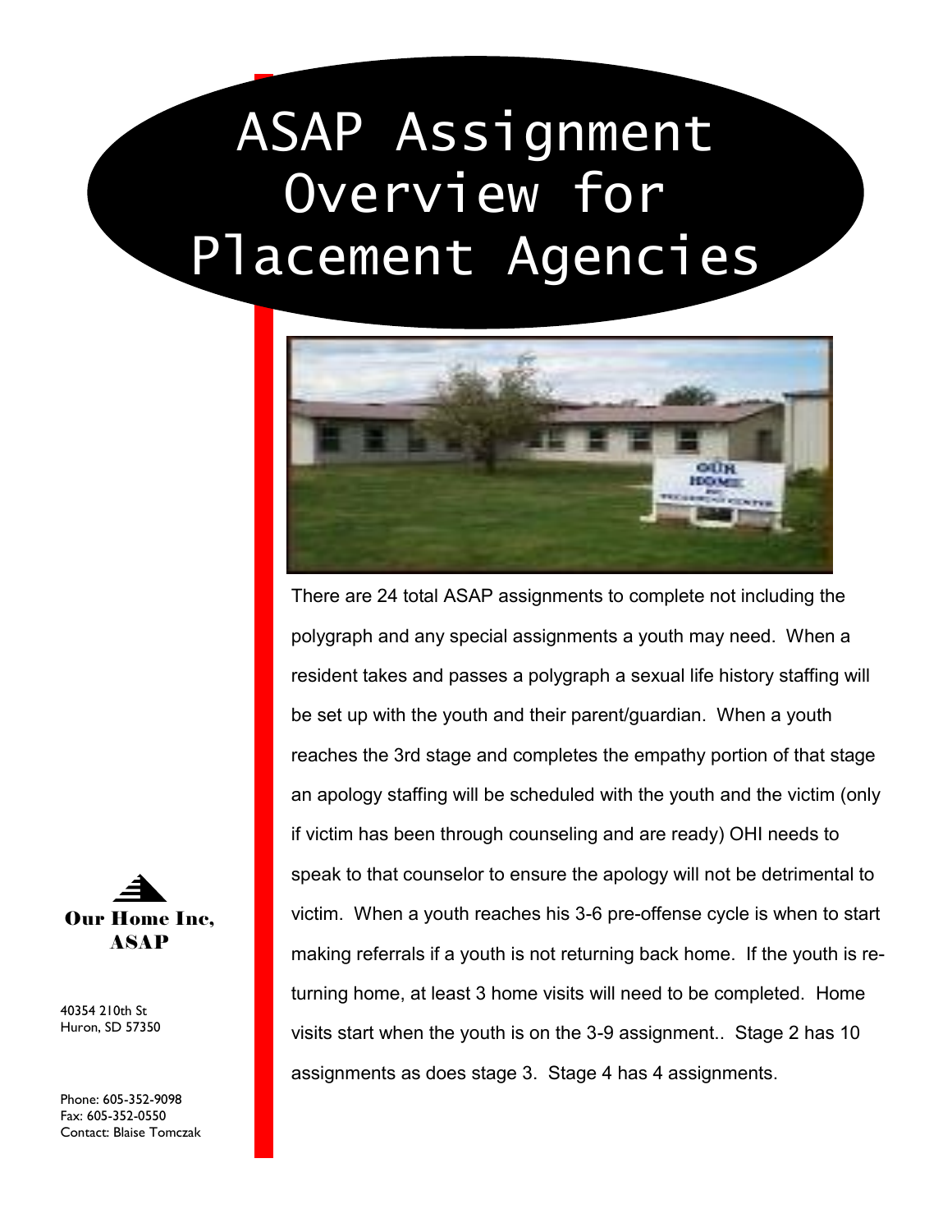# ASAP Assignment Overview for Placement Agencies

There are 24 total ASAP assignments to complete not including the polygraph and any special assignments a youth may need. When a resident takes and passes a polygraph a sexual life history staffing will be set up with the youth and their parent/guardian. When a youth reaches the 3rd stage and completes the empathy portion of that stage an apology staffing will be scheduled with the youth and the victim (only if victim has been through counseling and are ready) OHI needs to speak to that counselor to ensure the apology will not be detrimental to victim. When a youth reaches his 3-6 pre-offense cycle is when to start making referrals if a youth is not returning back home. If the youth is returning home, at least 3 home visits will need to be completed. Home visits start when the youth is on the 3-9 assignment.. Stage 2 has 10 assignments as does stage 3. Stage 4 has 4 assignments.

**Our Home Inc, ASAP**

40354 210th St
Huron, SD 57350

Phone: 605-352-9098
Fax: 605-352-0550
Contact: Blaise Tomczak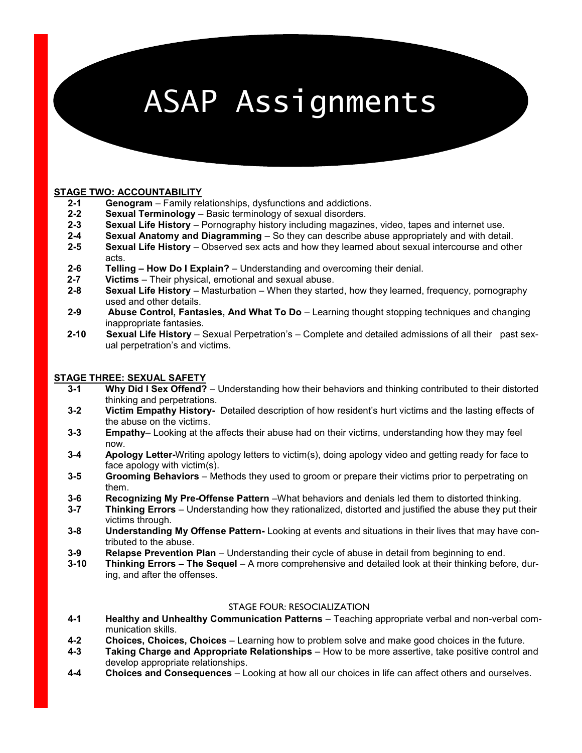# ASAP Assignments

**STAGE TWO: ACCOUNTABILITY**

- **2-1** **Genogram** – Family relationships, dysfunctions and addictions.
- **2-2** **Sexual Terminology** – Basic terminology of sexual disorders.
- **2-3** **Sexual Life History** – Pornography history including magazines, video, tapes and internet use.
- **2-4** **Sexual Anatomy and Diagramming** – So they can describe abuse appropriately and with detail.
- **2-5** **Sexual Life History** – Observed sex acts and how they learned about sexual intercourse and other acts.
- **2-6** **Telling – How Do I Explain?** – Understanding and overcoming their denial.
- **2-7** **Victims** – Their physical, emotional and sexual abuse.
- **2-8** **Sexual Life History** – Masturbation – When they started, how they learned, frequency, pornography used and other details.
- **2-9** **Abuse Control, Fantasies, And What To Do** – Learning thought stopping techniques and changing inappropriate fantasies.
- **2-10** **Sexual Life History** – Sexual Perpetration's – Complete and detailed admissions of all their past sexual perpetration's and victims.

**STAGE THREE: SEXUAL SAFETY**

- **3-1** **Why Did I Sex Offend?** – Understanding how their behaviors and thinking contributed to their distorted thinking and perpetrations.
- **3-2** **Victim Empathy History-** Detailed description of how resident's hurt victims and the lasting effects of the abuse on the victims.
- **3-3** **Empathy**– Looking at the affects their abuse had on their victims, understanding how they may feel now.
- **3-4** **Apology Letter-**Writing apology letters to victim(s), doing apology video and getting ready for face to face apology with victim(s).
- **3-5** **Grooming Behaviors** – Methods they used to groom or prepare their victims prior to perpetrating on them.
- **3-6** **Recognizing My Pre-Offense Pattern** –What behaviors and denials led them to distorted thinking.
- **3-7** **Thinking Errors** – Understanding how they rationalized, distorted and justified the abuse they put their victims through.
- **3-8** **Understanding My Offense Pattern-** Looking at events and situations in their lives that may have contributed to the abuse.
- **3-9** **Relapse Prevention Plan** – Understanding their cycle of abuse in detail from beginning to end.
- **3-10** **Thinking Errors – The Sequel** – A more comprehensive and detailed look at their thinking before, during, and after the offenses.

STAGE FOUR: RESOCIALIZATION

- **4-1** **Healthy and Unhealthy Communication Patterns** – Teaching appropriate verbal and non-verbal communication skills.
- **4-2** **Choices, Choices, Choices** – Learning how to problem solve and make good choices in the future.
- **4-3** **Taking Charge and Appropriate Relationships** – How to be more assertive, take positive control and develop appropriate relationships.
- **4-4** **Choices and Consequences** – Looking at how all our choices in life can affect others and ourselves.